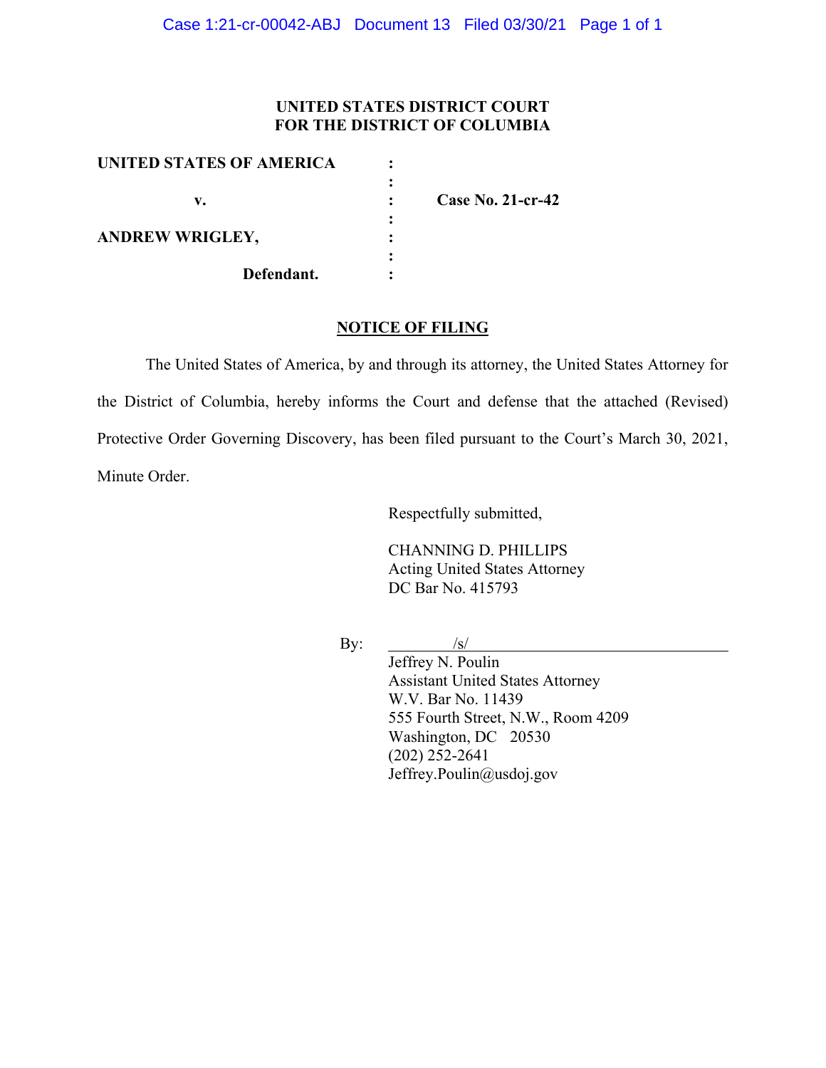**UNITED STATES DISTRICT COURT**
**FOR THE DISTRICT OF COLUMBIA**

| | | |
|---|---|---|
| **UNITED STATES OF AMERICA** | : | |
| | : | |
| **v.** | : | **Case No. 21-cr-42** |
| | : | |
| **ANDREW WRIGLEY,** | : | |
| | : | |
| **Defendant.** | : | |

## NOTICE OF FILING

The United States of America, by and through its attorney, the United States Attorney for the District of Columbia, hereby informs the Court and defense that the attached (Revised) Protective Order Governing Discovery, has been filed pursuant to the Court's March 30, 2021, Minute Order.

Respectfully submitted,

CHANNING D. PHILLIPS
Acting United States Attorney
DC Bar No. 415793

By: /s/
Jeffrey N. Poulin
Assistant United States Attorney
W.V. Bar No. 11439
555 Fourth Street, N.W., Room 4209
Washington, DC 20530
(202) 252-2641
Jeffrey.Poulin@usdoj.gov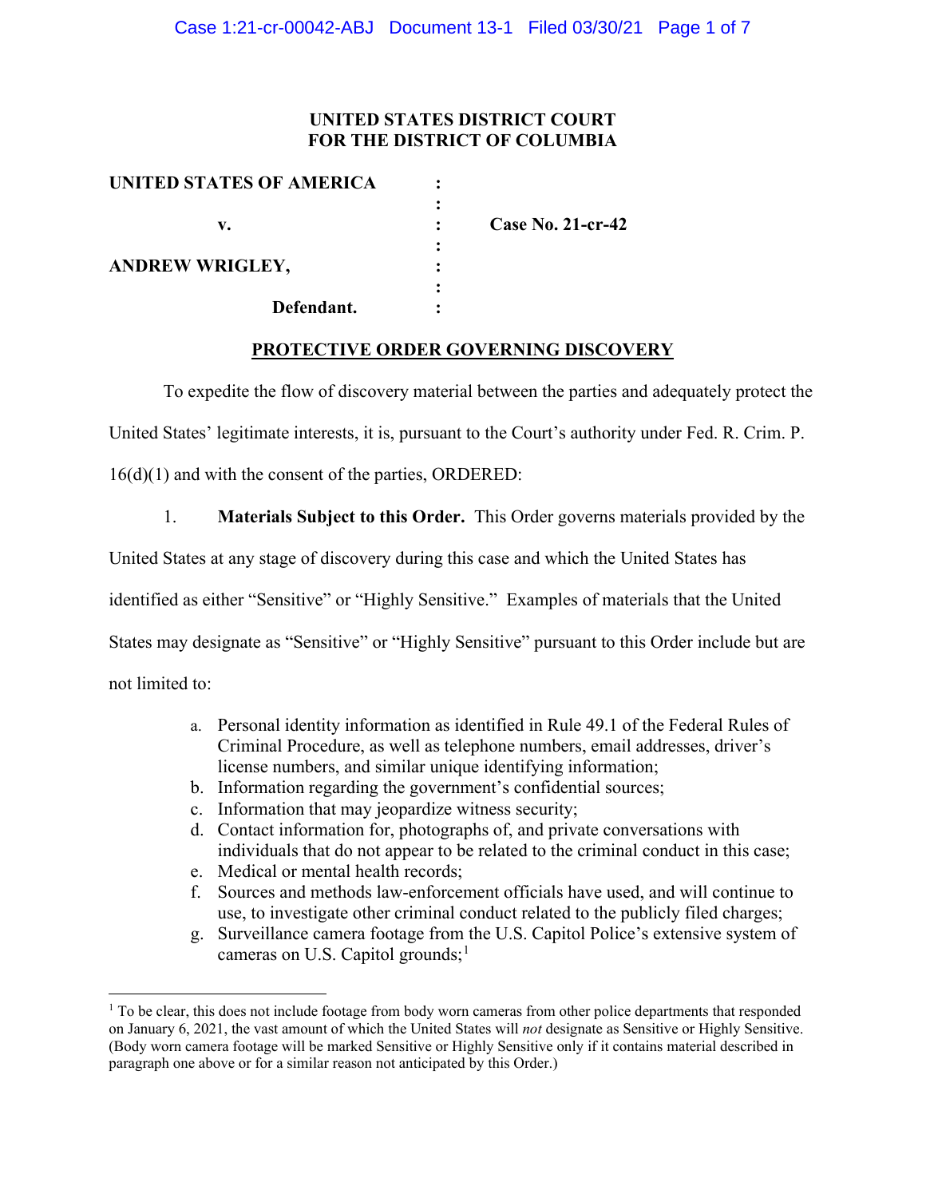**UNITED STATES DISTRICT COURT**
**FOR THE DISTRICT OF COLUMBIA**

| | | |
|---|---|---|
| **UNITED STATES OF AMERICA** | : | |
| | : | |
| **v.** | : | **Case No. 21-cr-42** |
| | : | |
| **ANDREW WRIGLEY,** | : | |
| | : | |
| **Defendant.** | : | |

## PROTECTIVE ORDER GOVERNING DISCOVERY

To expedite the flow of discovery material between the parties and adequately protect the United States' legitimate interests, it is, pursuant to the Court's authority under Fed. R. Crim. P. 16(d)(1) and with the consent of the parties, ORDERED:

1. **Materials Subject to this Order.** This Order governs materials provided by the United States at any stage of discovery during this case and which the United States has identified as either "Sensitive" or "Highly Sensitive." Examples of materials that the United States may designate as "Sensitive" or "Highly Sensitive" pursuant to this Order include but are not limited to:

   a. Personal identity information as identified in Rule 49.1 of the Federal Rules of Criminal Procedure, as well as telephone numbers, email addresses, driver's license numbers, and similar unique identifying information;
   b. Information regarding the government's confidential sources;
   c. Information that may jeopardize witness security;
   d. Contact information for, photographs of, and private conversations with individuals that do not appear to be related to the criminal conduct in this case;
   e. Medical or mental health records;
   f. Sources and methods law-enforcement officials have used, and will continue to use, to investigate other criminal conduct related to the publicly filed charges;
   g. Surveillance camera footage from the U.S. Capitol Police's extensive system of cameras on U.S. Capitol grounds;[1]

[1] To be clear, this does not include footage from body worn cameras from other police departments that responded on January 6, 2021, the vast amount of which the United States will *not* designate as Sensitive or Highly Sensitive. (Body worn camera footage will be marked Sensitive or Highly Sensitive only if it contains material described in paragraph one above or for a similar reason not anticipated by this Order.)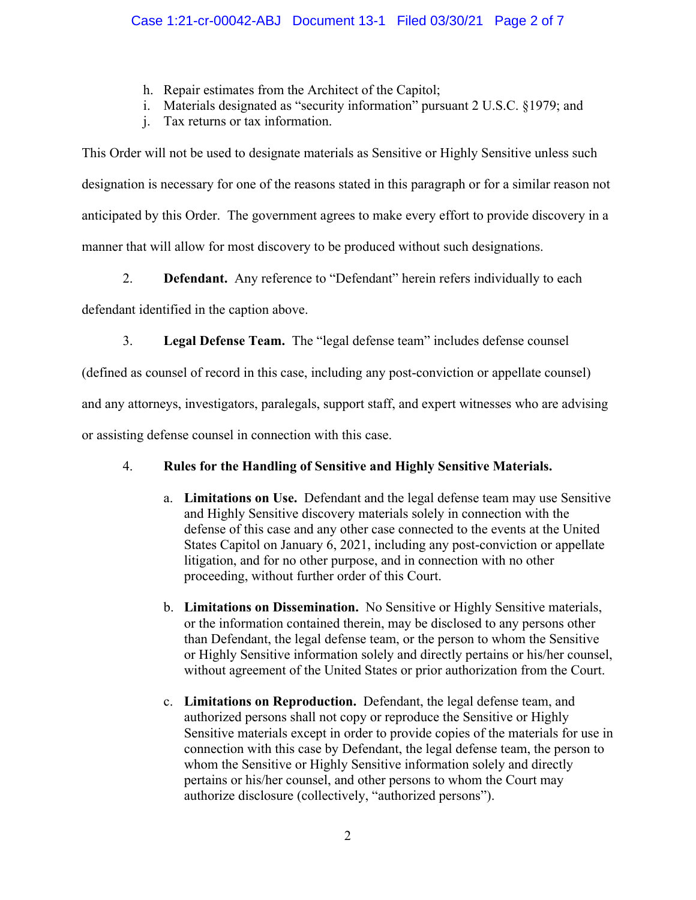h. Repair estimates from the Architect of the Capitol;
i. Materials designated as "security information" pursuant 2 U.S.C. §1979; and
j. Tax returns or tax information.

This Order will not be used to designate materials as Sensitive or Highly Sensitive unless such designation is necessary for one of the reasons stated in this paragraph or for a similar reason not anticipated by this Order. The government agrees to make every effort to provide discovery in a manner that will allow for most discovery to be produced without such designations.

2. **Defendant.** Any reference to "Defendant" herein refers individually to each defendant identified in the caption above.

3. **Legal Defense Team.** The "legal defense team" includes defense counsel (defined as counsel of record in this case, including any post-conviction or appellate counsel) and any attorneys, investigators, paralegals, support staff, and expert witnesses who are advising or assisting defense counsel in connection with this case.

4. **Rules for the Handling of Sensitive and Highly Sensitive Materials.**

   a. **Limitations on Use.** Defendant and the legal defense team may use Sensitive and Highly Sensitive discovery materials solely in connection with the defense of this case and any other case connected to the events at the United States Capitol on January 6, 2021, including any post-conviction or appellate litigation, and for no other purpose, and in connection with no other proceeding, without further order of this Court.

   b. **Limitations on Dissemination.** No Sensitive or Highly Sensitive materials, or the information contained therein, may be disclosed to any persons other than Defendant, the legal defense team, or the person to whom the Sensitive or Highly Sensitive information solely and directly pertains or his/her counsel, without agreement of the United States or prior authorization from the Court.

   c. **Limitations on Reproduction.** Defendant, the legal defense team, and authorized persons shall not copy or reproduce the Sensitive or Highly Sensitive materials except in order to provide copies of the materials for use in connection with this case by Defendant, the legal defense team, the person to whom the Sensitive or Highly Sensitive information solely and directly pertains or his/her counsel, and other persons to whom the Court may authorize disclosure (collectively, "authorized persons").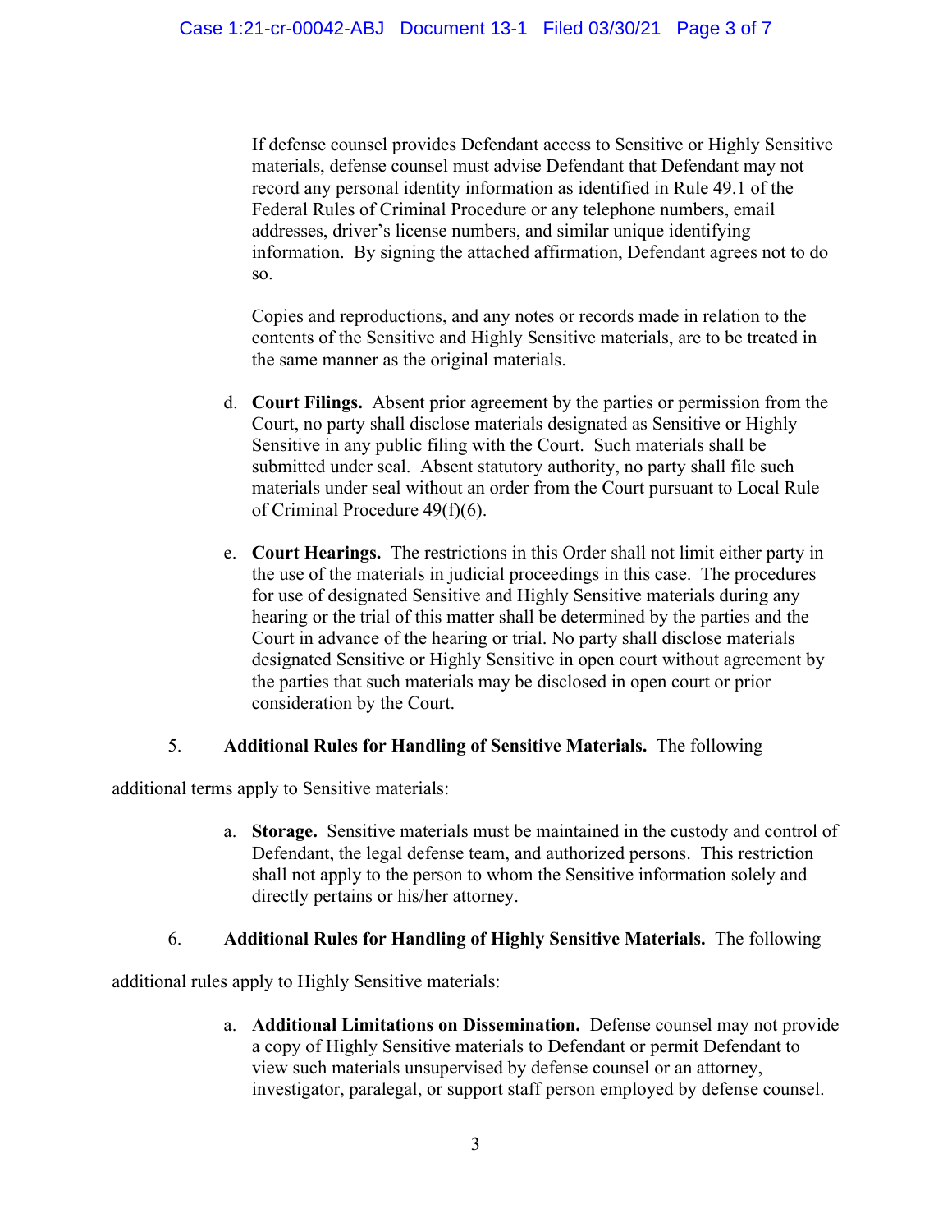If defense counsel provides Defendant access to Sensitive or Highly Sensitive materials, defense counsel must advise Defendant that Defendant may not record any personal identity information as identified in Rule 49.1 of the Federal Rules of Criminal Procedure or any telephone numbers, email addresses, driver's license numbers, and similar unique identifying information. By signing the attached affirmation, Defendant agrees not to do so.

Copies and reproductions, and any notes or records made in relation to the contents of the Sensitive and Highly Sensitive materials, are to be treated in the same manner as the original materials.

d. **Court Filings.** Absent prior agreement by the parties or permission from the Court, no party shall disclose materials designated as Sensitive or Highly Sensitive in any public filing with the Court. Such materials shall be submitted under seal. Absent statutory authority, no party shall file such materials under seal without an order from the Court pursuant to Local Rule of Criminal Procedure 49(f)(6).

e. **Court Hearings.** The restrictions in this Order shall not limit either party in the use of the materials in judicial proceedings in this case. The procedures for use of designated Sensitive and Highly Sensitive materials during any hearing or the trial of this matter shall be determined by the parties and the Court in advance of the hearing or trial. No party shall disclose materials designated Sensitive or Highly Sensitive in open court without agreement by the parties that such materials may be disclosed in open court or prior consideration by the Court.

5. **Additional Rules for Handling of Sensitive Materials.** The following additional terms apply to Sensitive materials:

a. **Storage.** Sensitive materials must be maintained in the custody and control of Defendant, the legal defense team, and authorized persons. This restriction shall not apply to the person to whom the Sensitive information solely and directly pertains or his/her attorney.

6. **Additional Rules for Handling of Highly Sensitive Materials.** The following additional rules apply to Highly Sensitive materials:

a. **Additional Limitations on Dissemination.** Defense counsel may not provide a copy of Highly Sensitive materials to Defendant or permit Defendant to view such materials unsupervised by defense counsel or an attorney, investigator, paralegal, or support staff person employed by defense counsel.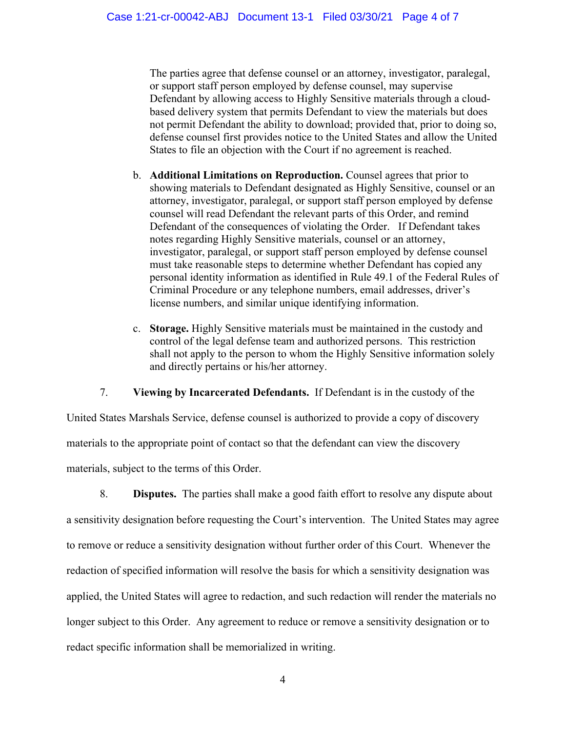The parties agree that defense counsel or an attorney, investigator, paralegal, or support staff person employed by defense counsel, may supervise Defendant by allowing access to Highly Sensitive materials through a cloud-based delivery system that permits Defendant to view the materials but does not permit Defendant the ability to download; provided that, prior to doing so, defense counsel first provides notice to the United States and allow the United States to file an objection with the Court if no agreement is reached.

b. **Additional Limitations on Reproduction.** Counsel agrees that prior to showing materials to Defendant designated as Highly Sensitive, counsel or an attorney, investigator, paralegal, or support staff person employed by defense counsel will read Defendant the relevant parts of this Order, and remind Defendant of the consequences of violating the Order. If Defendant takes notes regarding Highly Sensitive materials, counsel or an attorney, investigator, paralegal, or support staff person employed by defense counsel must take reasonable steps to determine whether Defendant has copied any personal identity information as identified in Rule 49.1 of the Federal Rules of Criminal Procedure or any telephone numbers, email addresses, driver's license numbers, and similar unique identifying information.

c. **Storage.** Highly Sensitive materials must be maintained in the custody and control of the legal defense team and authorized persons. This restriction shall not apply to the person to whom the Highly Sensitive information solely and directly pertains or his/her attorney.

7. **Viewing by Incarcerated Defendants.** If Defendant is in the custody of the United States Marshals Service, defense counsel is authorized to provide a copy of discovery materials to the appropriate point of contact so that the defendant can view the discovery materials, subject to the terms of this Order.

8. **Disputes.** The parties shall make a good faith effort to resolve any dispute about a sensitivity designation before requesting the Court's intervention. The United States may agree to remove or reduce a sensitivity designation without further order of this Court. Whenever the redaction of specified information will resolve the basis for which a sensitivity designation was applied, the United States will agree to redaction, and such redaction will render the materials no longer subject to this Order. Any agreement to reduce or remove a sensitivity designation or to redact specific information shall be memorialized in writing.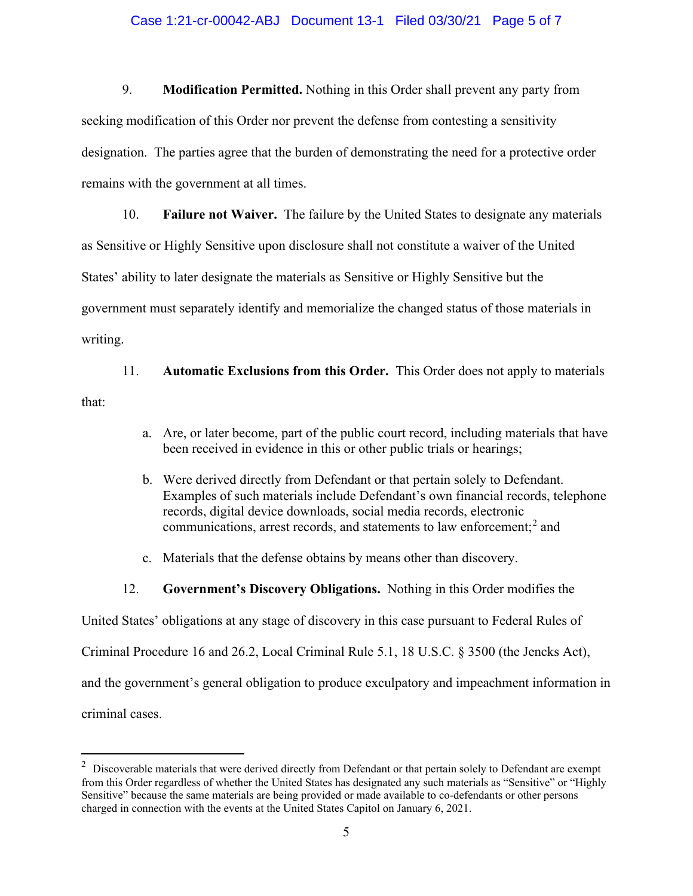9. **Modification Permitted.** Nothing in this Order shall prevent any party from seeking modification of this Order nor prevent the defense from contesting a sensitivity designation. The parties agree that the burden of demonstrating the need for a protective order remains with the government at all times.

10. **Failure not Waiver.** The failure by the United States to designate any materials as Sensitive or Highly Sensitive upon disclosure shall not constitute a waiver of the United States' ability to later designate the materials as Sensitive or Highly Sensitive but the government must separately identify and memorialize the changed status of those materials in writing.

11. **Automatic Exclusions from this Order.** This Order does not apply to materials that:

   a. Are, or later become, part of the public court record, including materials that have been received in evidence in this or other public trials or hearings;

   b. Were derived directly from Defendant or that pertain solely to Defendant. Examples of such materials include Defendant's own financial records, telephone records, digital device downloads, social media records, electronic communications, arrest records, and statements to law enforcement;[2] and

   c. Materials that the defense obtains by means other than discovery.

12. **Government's Discovery Obligations.** Nothing in this Order modifies the United States' obligations at any stage of discovery in this case pursuant to Federal Rules of Criminal Procedure 16 and 26.2, Local Criminal Rule 5.1, 18 U.S.C. § 3500 (the Jencks Act), and the government's general obligation to produce exculpatory and impeachment information in criminal cases.

---

[2] Discoverable materials that were derived directly from Defendant or that pertain solely to Defendant are exempt from this Order regardless of whether the United States has designated any such materials as "Sensitive" or "Highly Sensitive" because the same materials are being provided or made available to co-defendants or other persons charged in connection with the events at the United States Capitol on January 6, 2021.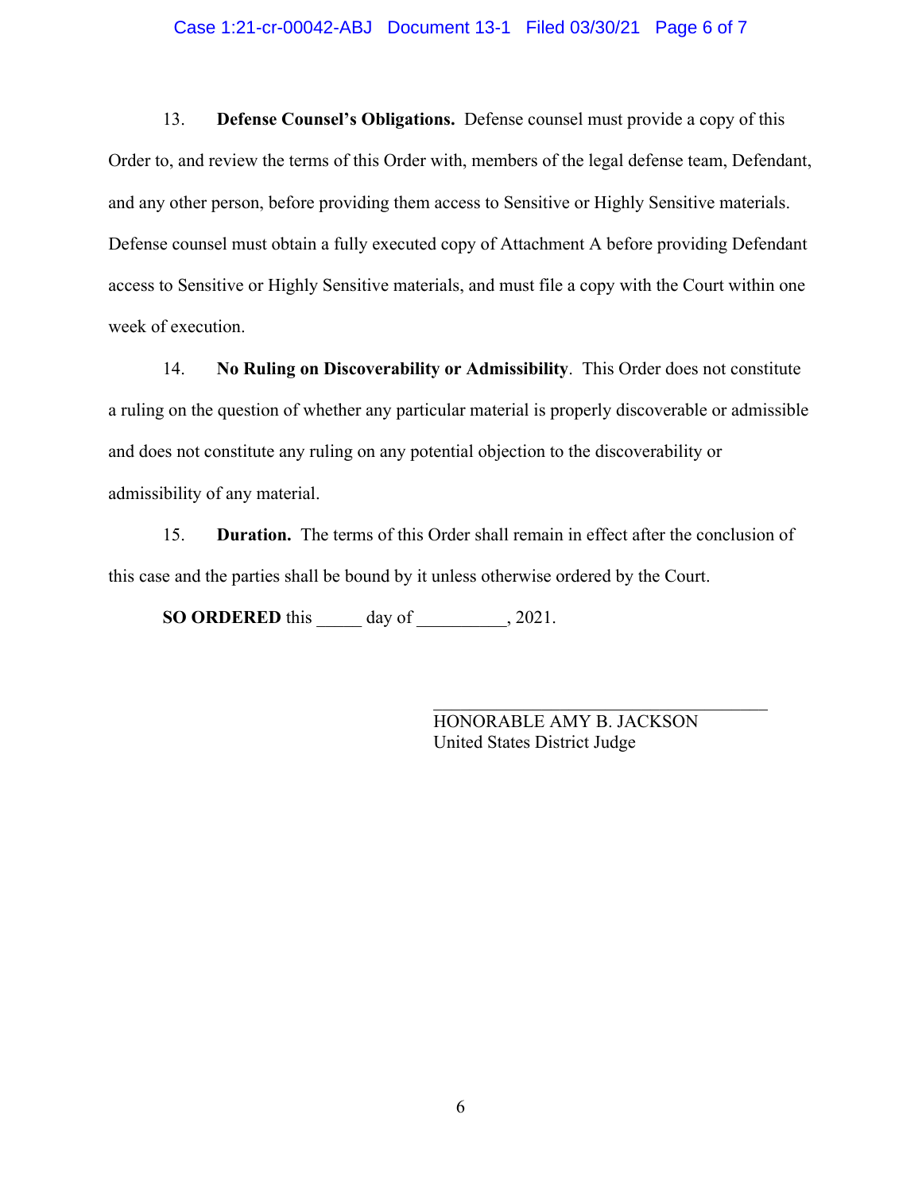13. **Defense Counsel's Obligations.** Defense counsel must provide a copy of this Order to, and review the terms of this Order with, members of the legal defense team, Defendant, and any other person, before providing them access to Sensitive or Highly Sensitive materials. Defense counsel must obtain a fully executed copy of Attachment A before providing Defendant access to Sensitive or Highly Sensitive materials, and must file a copy with the Court within one week of execution.

14. **No Ruling on Discoverability or Admissibility**. This Order does not constitute a ruling on the question of whether any particular material is properly discoverable or admissible and does not constitute any ruling on any potential objection to the discoverability or admissibility of any material.

15. **Duration.** The terms of this Order shall remain in effect after the conclusion of this case and the parties shall be bound by it unless otherwise ordered by the Court.

**SO ORDERED** this _____ day of __________, 2021.

___________________________________
HONORABLE AMY B. JACKSON
United States District Judge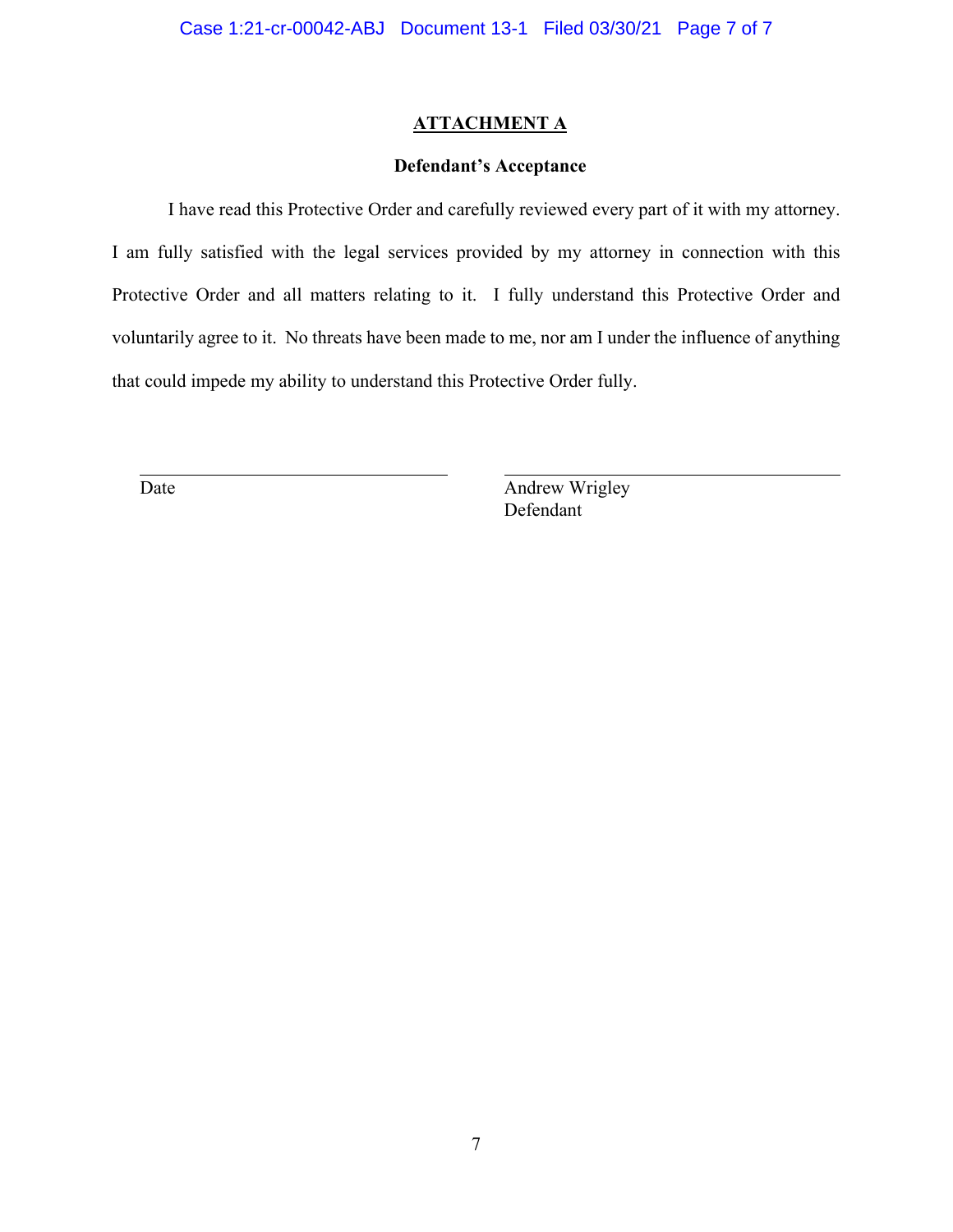## ATTACHMENT A

### Defendant's Acceptance

I have read this Protective Order and carefully reviewed every part of it with my attorney. I am fully satisfied with the legal services provided by my attorney in connection with this Protective Order and all matters relating to it. I fully understand this Protective Order and voluntarily agree to it. No threats have been made to me, nor am I under the influence of anything that could impede my ability to understand this Protective Order fully.

| | |
|---|---|
| \_\_\_\_\_\_\_\_\_\_\_\_\_\_\_\_\_\_\_\_\_\_\_\_\_\_\_\_\_\_ | \_\_\_\_\_\_\_\_\_\_\_\_\_\_\_\_\_\_\_\_\_\_\_\_\_\_\_\_\_\_ |
| Date | Andrew Wrigley<br>Defendant |